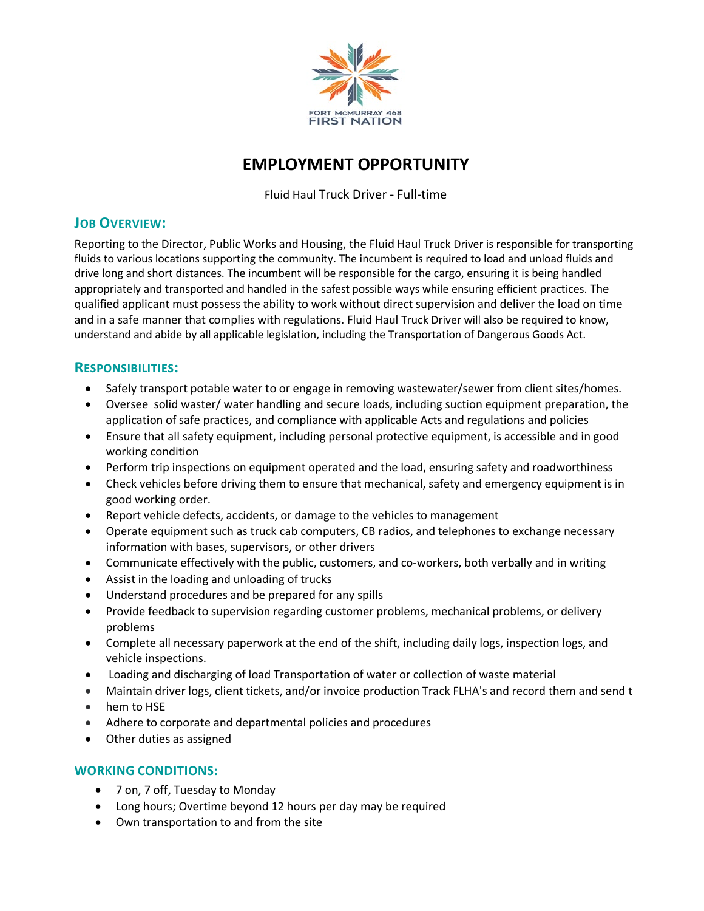FORT McMURRAY 468
FIRST NATION

# EMPLOYMENT OPPORTUNITY

Fluid Haul Truck Driver - Full-time

## JOB OVERVIEW:

Reporting to the Director, Public Works and Housing, the Fluid Haul Truck Driver is responsible for transporting fluids to various locations supporting the community. The incumbent is required to load and unload fluids and drive long and short distances. The incumbent will be responsible for the cargo, ensuring it is being handled appropriately and transported and handled in the safest possible ways while ensuring efficient practices. The qualified applicant must possess the ability to work without direct supervision and deliver the load on time and in a safe manner that complies with regulations. Fluid Haul Truck Driver will also be required to know, understand and abide by all applicable legislation, including the Transportation of Dangerous Goods Act.

## RESPONSIBILITIES:

- Safely transport potable water to or engage in removing wastewater/sewer from client sites/homes.
- Oversee solid waster/ water handling and secure loads, including suction equipment preparation, the application of safe practices, and compliance with applicable Acts and regulations and policies
- Ensure that all safety equipment, including personal protective equipment, is accessible and in good working condition
- Perform trip inspections on equipment operated and the load, ensuring safety and roadworthiness
- Check vehicles before driving them to ensure that mechanical, safety and emergency equipment is in good working order.
- Report vehicle defects, accidents, or damage to the vehicles to management
- Operate equipment such as truck cab computers, CB radios, and telephones to exchange necessary information with bases, supervisors, or other drivers
- Communicate effectively with the public, customers, and co-workers, both verbally and in writing
- Assist in the loading and unloading of trucks
- Understand procedures and be prepared for any spills
- Provide feedback to supervision regarding customer problems, mechanical problems, or delivery problems
- Complete all necessary paperwork at the end of the shift, including daily logs, inspection logs, and vehicle inspections.
- Loading and discharging of load Transportation of water or collection of waste material
- Maintain driver logs, client tickets, and/or invoice production Track FLHA's and record them and send t
- hem to HSE
- Adhere to corporate and departmental policies and procedures
- Other duties as assigned

## WORKING CONDITIONS:

- 7 on, 7 off, Tuesday to Monday
- Long hours; Overtime beyond 12 hours per day may be required
- Own transportation to and from the site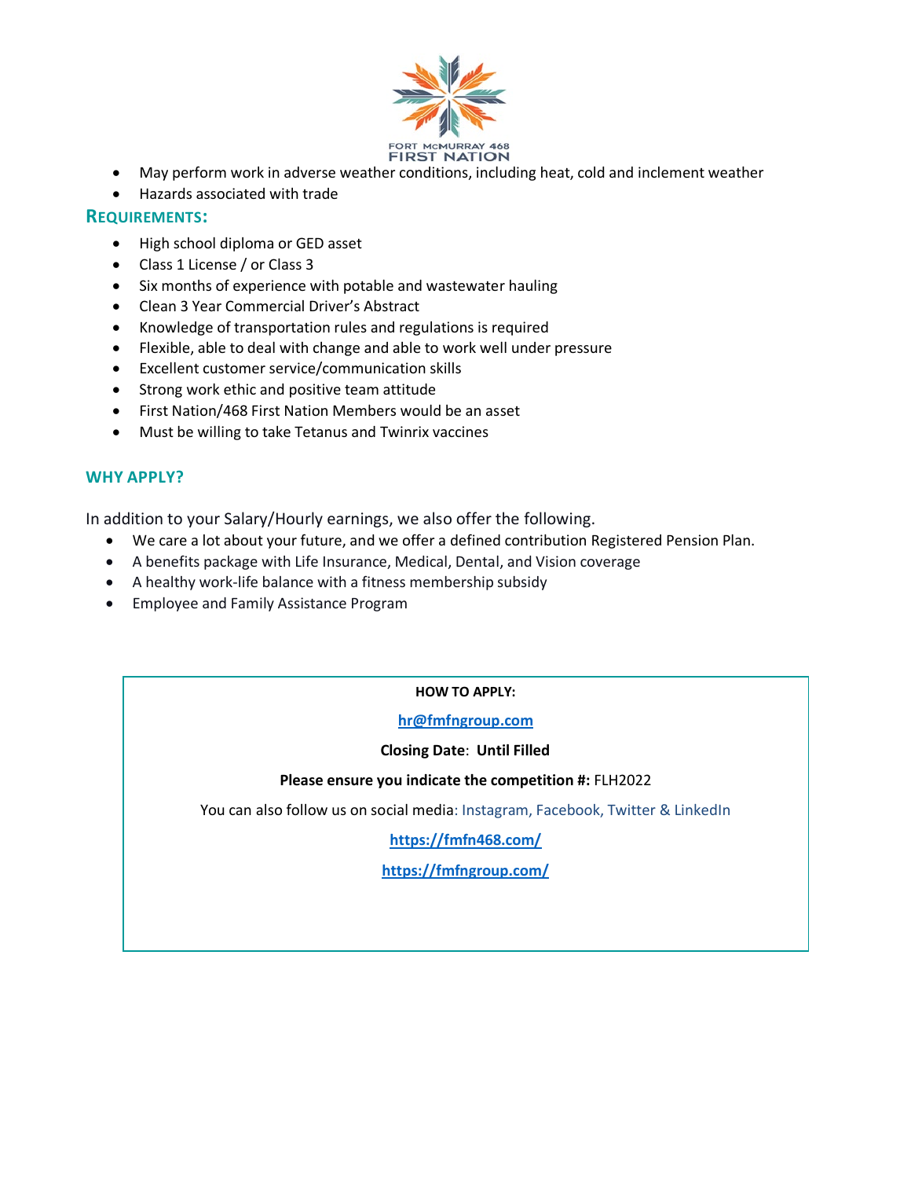- May perform work in adverse weather conditions, including heat, cold and inclement weather
- Hazards associated with trade

## REQUIREMENTS:

- High school diploma or GED asset
- Class 1 License / or Class 3
- Six months of experience with potable and wastewater hauling
- Clean 3 Year Commercial Driver's Abstract
- Knowledge of transportation rules and regulations is required
- Flexible, able to deal with change and able to work well under pressure
- Excellent customer service/communication skills
- Strong work ethic and positive team attitude
- First Nation/468 First Nation Members would be an asset
- Must be willing to take Tetanus and Twinrix vaccines

## WHY APPLY?

In addition to your Salary/Hourly earnings, we also offer the following.

- We care a lot about your future, and we offer a defined contribution Registered Pension Plan.
- A benefits package with Life Insurance, Medical, Dental, and Vision coverage
- A healthy work-life balance with a fitness membership subsidy
- Employee and Family Assistance Program

**HOW TO APPLY:**

**hr@fmfngroup.com**

**Closing Date**: **Until Filled**

**Please ensure you indicate the competition #:** FLH2022

You can also follow us on social media: Instagram, Facebook, Twitter & LinkedIn

**https://fmfn468.com/**

**https://fmfngroup.com/**